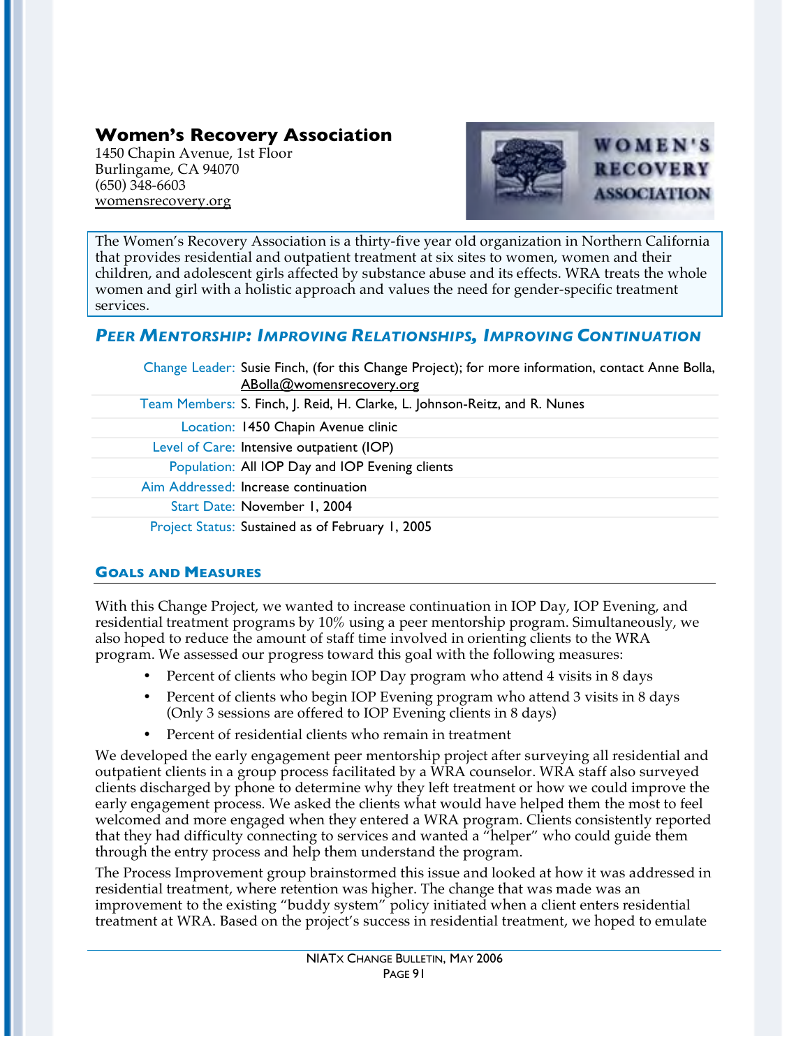## Women's Recovery Association

1450 Chapin Avenue, 1st Floor
Burlingame, CA 94070
(650) 348-6603
womensrecovery.org

The Women's Recovery Association is a thirty-five year old organization in Northern California that provides residential and outpatient treatment at six sites to women, women and their children, and adolescent girls affected by substance abuse and its effects. WRA treats the whole women and girl with a holistic approach and values the need for gender-specific treatment services.

## *Peer Mentorship: Improving Relationships, Improving Continuation*

| | |
|---|---|
| Change Leader: | Susie Finch, (for this Change Project); for more information, contact Anne Bolla, ABolla@womensrecovery.org |
| Team Members: | S. Finch, J. Reid, H. Clarke, L. Johnson-Reitz, and R. Nunes |
| Location: | 1450 Chapin Avenue clinic |
| Level of Care: | Intensive outpatient (IOP) |
| Population: | All IOP Day and IOP Evening clients |
| Aim Addressed: | Increase continuation |
| Start Date: | November 1, 2004 |
| Project Status: | Sustained as of February 1, 2005 |

### Goals and Measures

With this Change Project, we wanted to increase continuation in IOP Day, IOP Evening, and residential treatment programs by 10% using a peer mentorship program. Simultaneously, we also hoped to reduce the amount of staff time involved in orienting clients to the WRA program. We assessed our progress toward this goal with the following measures:

- Percent of clients who begin IOP Day program who attend 4 visits in 8 days
- Percent of clients who begin IOP Evening program who attend 3 visits in 8 days (Only 3 sessions are offered to IOP Evening clients in 8 days)
- Percent of residential clients who remain in treatment

We developed the early engagement peer mentorship project after surveying all residential and outpatient clients in a group process facilitated by a WRA counselor. WRA staff also surveyed clients discharged by phone to determine why they left treatment or how we could improve the early engagement process. We asked the clients what would have helped them the most to feel welcomed and more engaged when they entered a WRA program. Clients consistently reported that they had difficulty connecting to services and wanted a "helper" who could guide them through the entry process and help them understand the program.

The Process Improvement group brainstormed this issue and looked at how it was addressed in residential treatment, where retention was higher. The change that was made was an improvement to the existing "buddy system" policy initiated when a client enters residential treatment at WRA. Based on the project's success in residential treatment, we hoped to emulate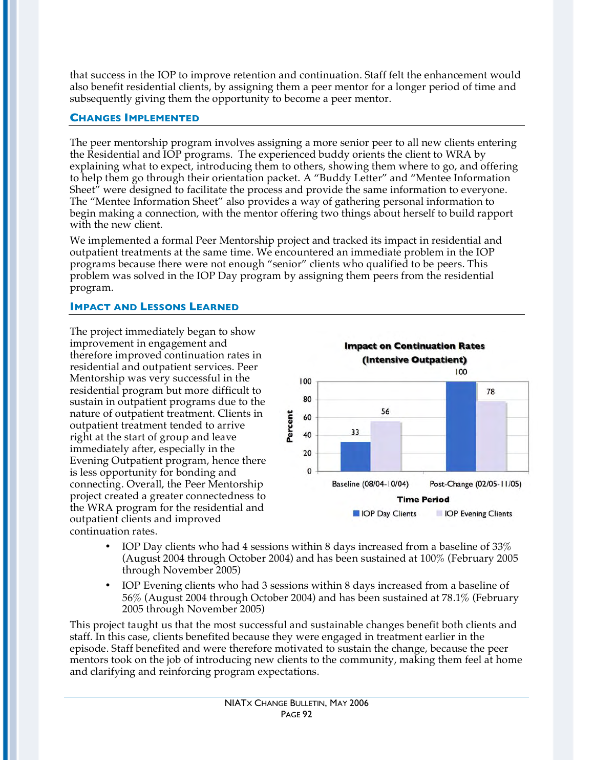that success in the IOP to improve retention and continuation. Staff felt the enhancement would also benefit residential clients, by assigning them a peer mentor for a longer period of time and subsequently giving them the opportunity to become a peer mentor.

## Changes Implemented

The peer mentorship program involves assigning a more senior peer to all new clients entering the Residential and IOP programs. The experienced buddy orients the client to WRA by explaining what to expect, introducing them to others, showing them where to go, and offering to help them go through their orientation packet. A "Buddy Letter" and "Mentee Information Sheet" were designed to facilitate the process and provide the same information to everyone. The "Mentee Information Sheet" also provides a way of gathering personal information to begin making a connection, with the mentor offering two things about herself to build rapport with the new client.

We implemented a formal Peer Mentorship project and tracked its impact in residential and outpatient treatments at the same time. We encountered an immediate problem in the IOP programs because there were not enough "senior" clients who qualified to be peers. This problem was solved in the IOP Day program by assigning them peers from the residential program.

## Impact and Lessons Learned

The project immediately began to show improvement in engagement and therefore improved continuation rates in residential and outpatient services. Peer Mentorship was very successful in the residential program but more difficult to sustain in outpatient programs due to the nature of outpatient treatment. Clients in outpatient treatment tended to arrive right at the start of group and leave immediately after, especially in the Evening Outpatient program, hence there is less opportunity for bonding and connecting. Overall, the Peer Mentorship project created a greater connectedness to the WRA program for the residential and outpatient clients and improved continuation rates.

**Impact on Continuation Rates (Intensive Outpatient)**

Percent

100
80
60
40
20
0

33
56
100
78

Baseline (08/04-10/04)
Post-Change (02/05-11/05)

Time Period

IOP Day Clients
IOP Evening Clients

- IOP Day clients who had 4 sessions within 8 days increased from a baseline of 33% (August 2004 through October 2004) and has been sustained at 100% (February 2005 through November 2005)
- IOP Evening clients who had 3 sessions within 8 days increased from a baseline of 56% (August 2004 through October 2004) and has been sustained at 78.1% (February 2005 through November 2005)

This project taught us that the most successful and sustainable changes benefit both clients and staff. In this case, clients benefited because they were engaged in treatment earlier in the episode. Staff benefited and were therefore motivated to sustain the change, because the peer mentors took on the job of introducing new clients to the community, making them feel at home and clarifying and reinforcing program expectations.